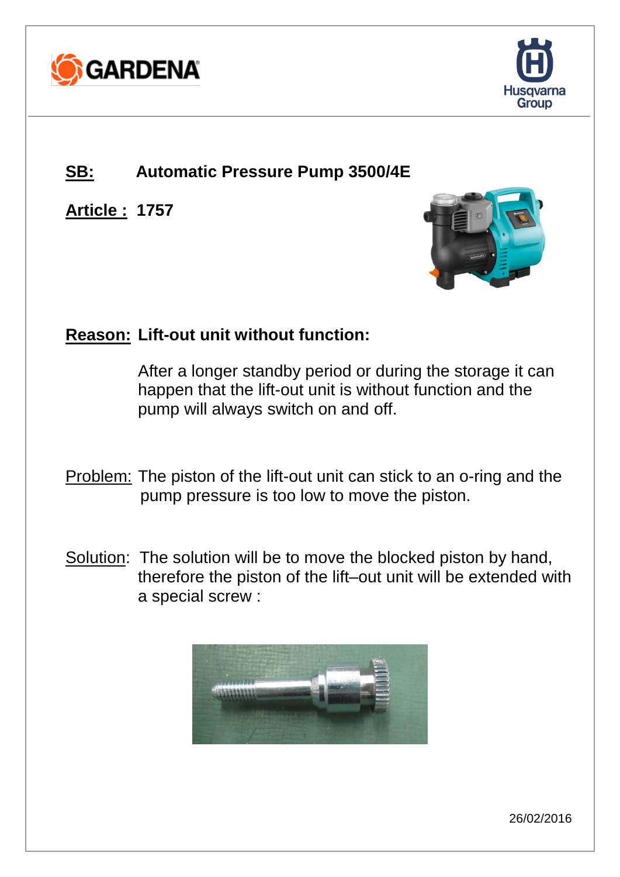**SB:** **Automatic Pressure Pump 3500/4E**

**Article :** **1757**

**Reason:** **Lift-out unit without function:**

After a longer standby period or during the storage it can happen that the lift-out unit is without function and the pump will always switch on and off.

Problem: The piston of the lift-out unit can stick to an o-ring and the pump pressure is too low to move the piston.

Solution: The solution will be to move the blocked piston by hand, therefore the piston of the lift–out unit will be extended with a special screw :

26/02/2016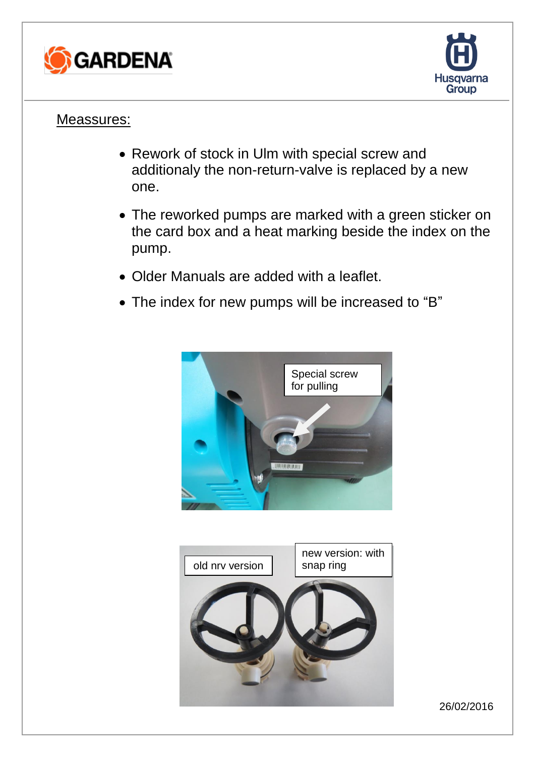## Meassures:

- Rework of stock in Ulm with special screw and additionaly the non-return-valve is replaced by a new one.
- The reworked pumps are marked with a green sticker on the card box and a heat marking beside the index on the pump.
- Older Manuals are added with a leaflet.
- The index for new pumps will be increased to "B"

Special screw for pulling

old nrv version

new version: with snap ring

26/02/2016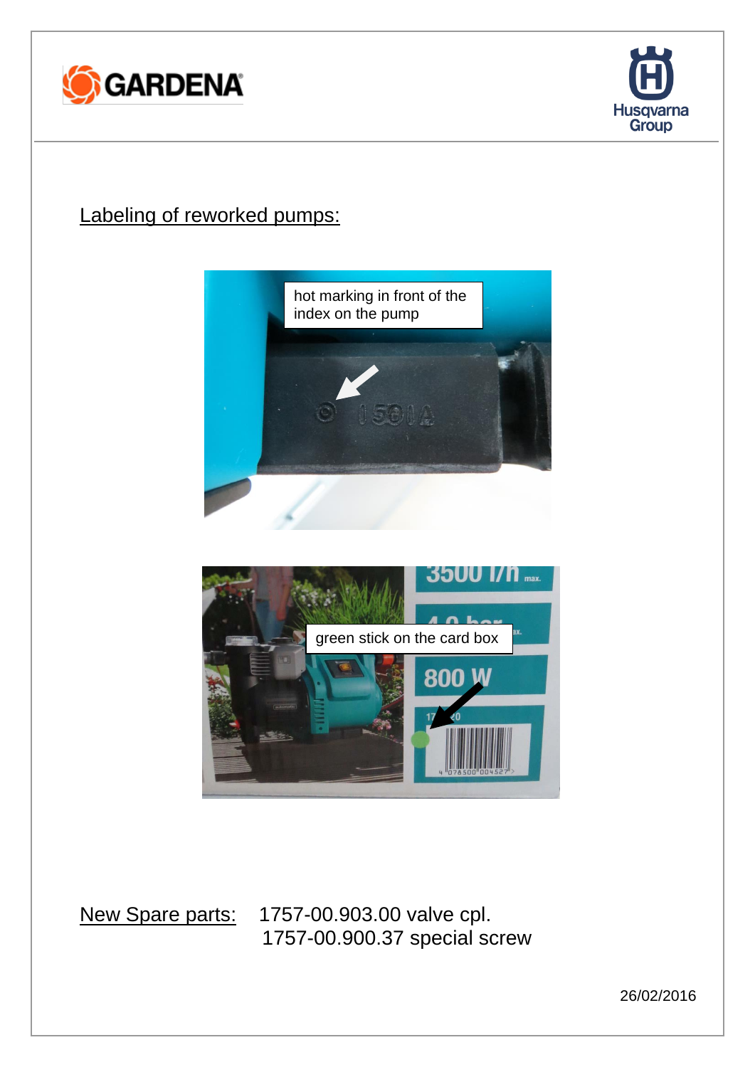## Labeling of reworked pumps:

hot marking in front of the index on the pump

green stick on the card box

New Spare parts: 1757-00.903.00 valve cpl.
1757-00.900.37 special screw

26/02/2016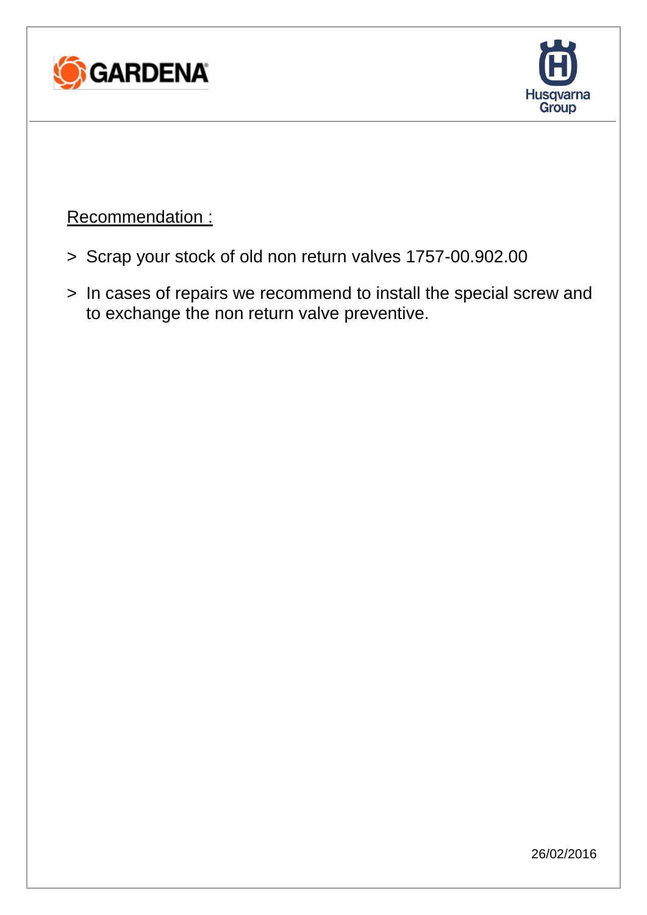Recommendation :

> Scrap your stock of old non return valves 1757-00.902.00

> In cases of repairs we recommend to install the special screw and to exchange the non return valve preventive.

26/02/2016